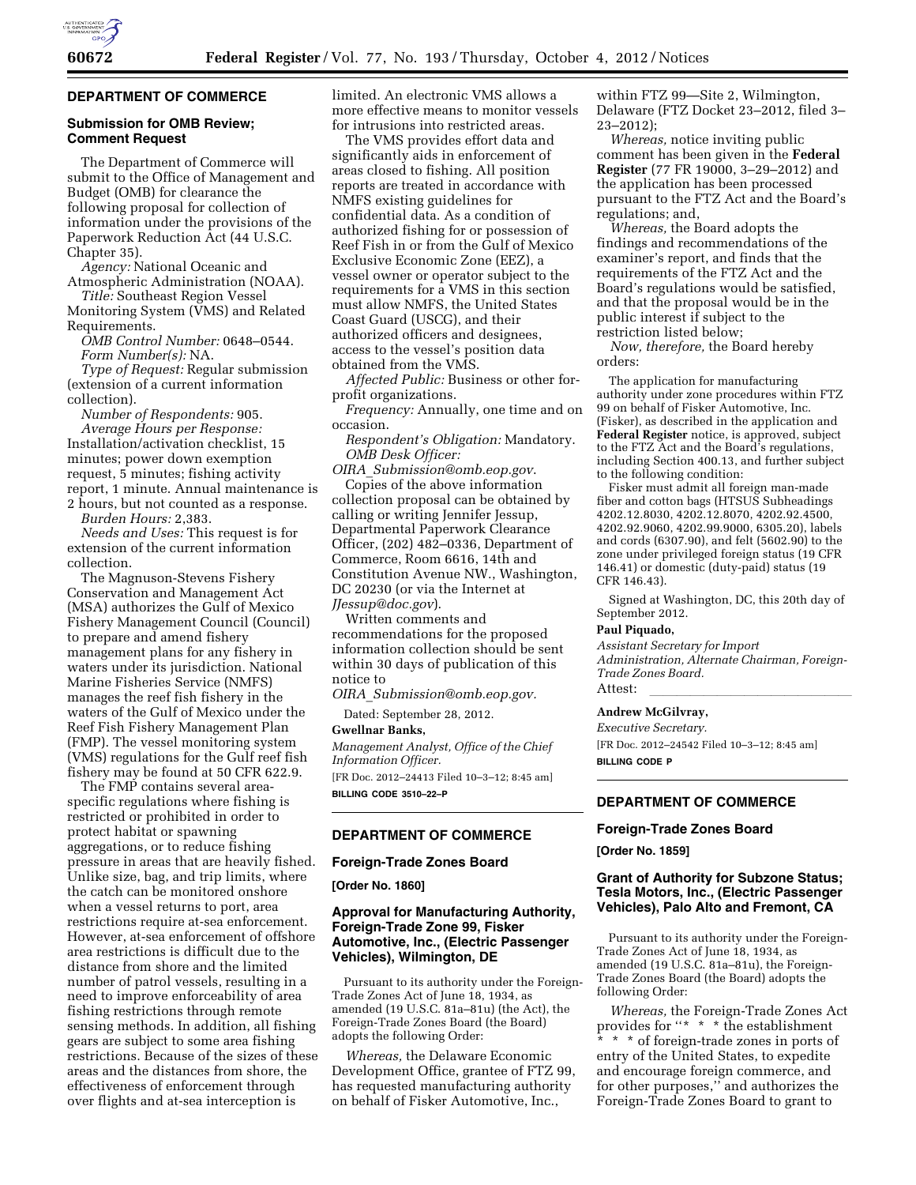## DEPARTMENT OF COMMERCE

### Submission for OMB Review; Comment Request

The Department of Commerce will submit to the Office of Management and Budget (OMB) for clearance the following proposal for collection of information under the provisions of the Paperwork Reduction Act (44 U.S.C. Chapter 35).

*Agency:* National Oceanic and Atmospheric Administration (NOAA).

*Title:* Southeast Region Vessel Monitoring System (VMS) and Related Requirements.

*OMB Control Number:* 0648–0544.

*Form Number(s):* NA.

*Type of Request:* Regular submission (extension of a current information collection).

*Number of Respondents:* 905.

*Average Hours per Response:* Installation/activation checklist, 15 minutes; power down exemption request, 5 minutes; fishing activity report, 1 minute. Annual maintenance is 2 hours, but not counted as a response.

*Burden Hours:* 2,383.

*Needs and Uses:* This request is for extension of the current information collection.

The Magnuson-Stevens Fishery Conservation and Management Act (MSA) authorizes the Gulf of Mexico Fishery Management Council (Council) to prepare and amend fishery management plans for any fishery in waters under its jurisdiction. National Marine Fisheries Service (NMFS) manages the reef fish fishery in the waters of the Gulf of Mexico under the Reef Fish Fishery Management Plan (FMP). The vessel monitoring system (VMS) regulations for the Gulf reef fish fishery may be found at 50 CFR 622.9.

The FMP contains several area-specific regulations where fishing is restricted or prohibited in order to protect habitat or spawning aggregations, or to reduce fishing pressure in areas that are heavily fished. Unlike size, bag, and trip limits, where the catch can be monitored onshore when a vessel returns to port, area restrictions require at-sea enforcement. However, at-sea enforcement of offshore area restrictions is difficult due to the distance from shore and the limited number of patrol vessels, resulting in a need to improve enforceability of area fishing restrictions through remote sensing methods. In addition, all fishing gears are subject to some area fishing restrictions. Because of the sizes of these areas and the distances from shore, the effectiveness of enforcement through over flights and at-sea interception is limited. An electronic VMS allows a more effective means to monitor vessels for intrusions into restricted areas.

The VMS provides effort data and significantly aids in enforcement of areas closed to fishing. All position reports are treated in accordance with NMFS existing guidelines for confidential data. As a condition of authorized fishing for or possession of Reef Fish in or from the Gulf of Mexico Exclusive Economic Zone (EEZ), a vessel owner or operator subject to the requirements for a VMS in this section must allow NMFS, the United States Coast Guard (USCG), and their authorized officers and designees, access to the vessel's position data obtained from the VMS.

*Affected Public:* Business or other for-profit organizations.

*Frequency:* Annually, one time and on occasion.

*Respondent's Obligation:* Mandatory.

*OMB Desk Officer:* *OIRA_Submission@omb.eop.gov*.

Copies of the above information collection proposal can be obtained by calling or writing Jennifer Jessup, Departmental Paperwork Clearance Officer, (202) 482–0336, Department of Commerce, Room 6616, 14th and Constitution Avenue NW., Washington, DC 20230 (or via the Internet at *JJessup@doc.gov*).

Written comments and recommendations for the proposed information collection should be sent within 30 days of publication of this notice to *OIRA_Submission@omb.eop.gov*.

Dated: September 28, 2012.

**Gwellnar Banks,**

*Management Analyst, Office of the Chief Information Officer.*

[FR Doc. 2012–24413 Filed 10–3–12; 8:45 am]

**BILLING CODE 3510–22–P**

## DEPARTMENT OF COMMERCE

### Foreign-Trade Zones Board

**[Order No. 1860]**

### Approval for Manufacturing Authority, Foreign-Trade Zone 99, Fisker Automotive, Inc., (Electric Passenger Vehicles), Wilmington, DE

Pursuant to its authority under the Foreign-Trade Zones Act of June 18, 1934, as amended (19 U.S.C. 81a–81u) (the Act), the Foreign-Trade Zones Board (the Board) adopts the following Order:

*Whereas,* the Delaware Economic Development Office, grantee of FTZ 99, has requested manufacturing authority on behalf of Fisker Automotive, Inc., within FTZ 99—Site 2, Wilmington, Delaware (FTZ Docket 23–2012, filed 3–23–2012);

*Whereas,* notice inviting public comment has been given in the **Federal Register** (77 FR 19000, 3–29–2012) and the application has been processed pursuant to the FTZ Act and the Board's regulations; and,

*Whereas,* the Board adopts the findings and recommendations of the examiner's report, and finds that the requirements of the FTZ Act and the Board's regulations would be satisfied, and that the proposal would be in the public interest if subject to the restriction listed below;

*Now, therefore,* the Board hereby orders:

The application for manufacturing authority under zone procedures within FTZ 99 on behalf of Fisker Automotive, Inc. (Fisker), as described in the application and **Federal Register** notice, is approved, subject to the FTZ Act and the Board's regulations, including Section 400.13, and further subject to the following condition:

Fisker must admit all foreign man-made fiber and cotton bags (HTSUS Subheadings 4202.12.8030, 4202.12.8070, 4202.92.4500, 4202.92.9060, 4202.99.9000, 6305.20), labels and cords (6307.90), and felt (5602.90) to the zone under privileged foreign status (19 CFR 146.41) or domestic (duty-paid) status (19 CFR 146.43).

Signed at Washington, DC, this 20th day of September 2012.

**Paul Piquado,**

*Assistant Secretary for Import Administration, Alternate Chairman, Foreign-Trade Zones Board.*

Attest:

**Andrew McGilvray,**

*Executive Secretary.*

[FR Doc. 2012–24542 Filed 10–3–12; 8:45 am]

**BILLING CODE P**

## DEPARTMENT OF COMMERCE

### Foreign-Trade Zones Board

**[Order No. 1859]**

### Grant of Authority for Subzone Status; Tesla Motors, Inc., (Electric Passenger Vehicles), Palo Alto and Fremont, CA

Pursuant to its authority under the Foreign-Trade Zones Act of June 18, 1934, as amended (19 U.S.C. 81a–81u), the Foreign-Trade Zones Board (the Board) adopts the following Order:

*Whereas,* the Foreign-Trade Zones Act provides for ''\* \* \* the establishment \* \* \* of foreign-trade zones in ports of entry of the United States, to expedite and encourage foreign commerce, and for other purposes,'' and authorizes the Foreign-Trade Zones Board to grant to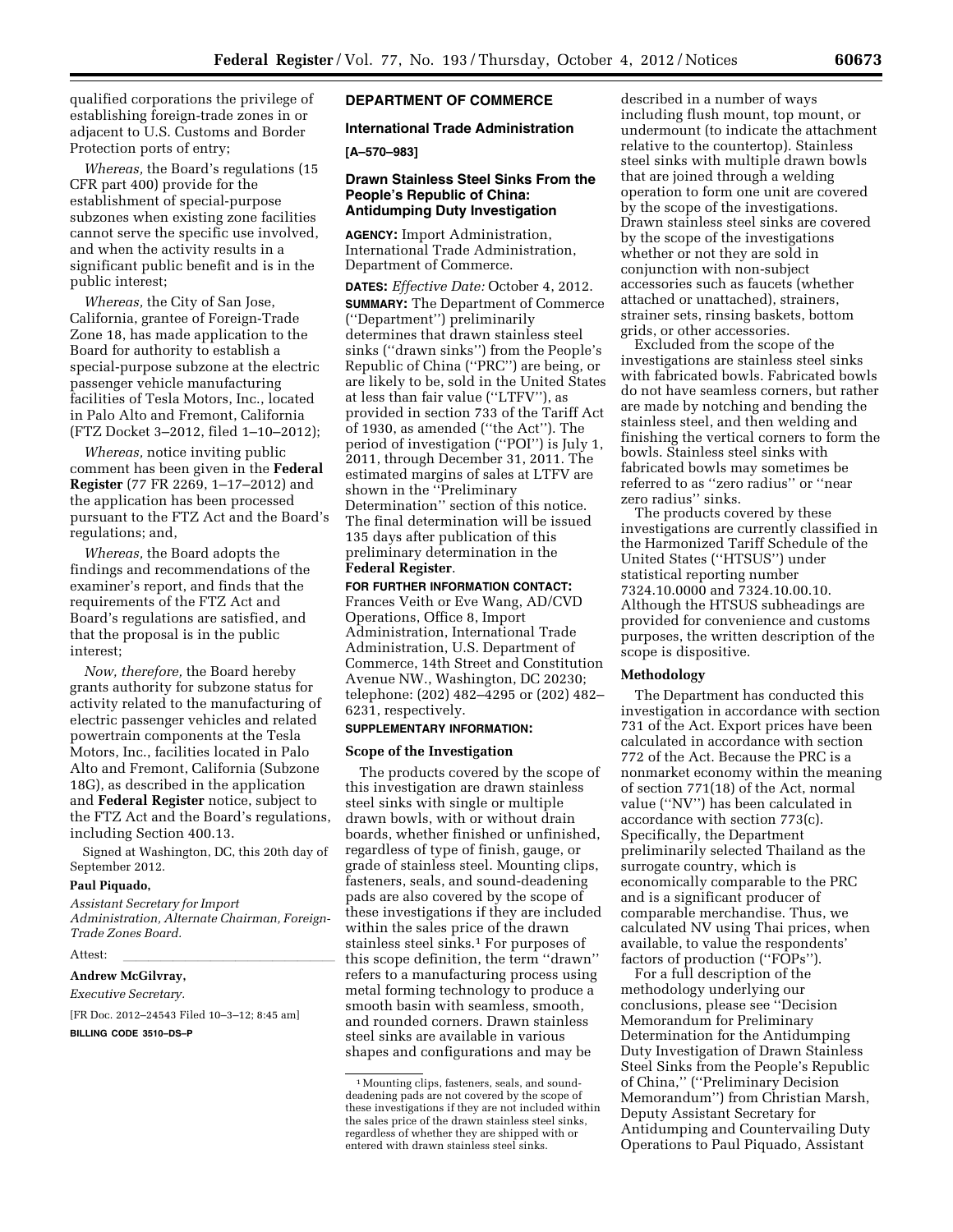qualified corporations the privilege of establishing foreign-trade zones in or adjacent to U.S. Customs and Border Protection ports of entry;

*Whereas,* the Board's regulations (15 CFR part 400) provide for the establishment of special-purpose subzones when existing zone facilities cannot serve the specific use involved, and when the activity results in a significant public benefit and is in the public interest;

*Whereas,* the City of San Jose, California, grantee of Foreign-Trade Zone 18, has made application to the Board for authority to establish a special-purpose subzone at the electric passenger vehicle manufacturing facilities of Tesla Motors, Inc., located in Palo Alto and Fremont, California (FTZ Docket 3–2012, filed 1–10–2012);

*Whereas,* notice inviting public comment has been given in the **Federal Register** (77 FR 2269, 1–17–2012) and the application has been processed pursuant to the FTZ Act and the Board's regulations; and,

*Whereas,* the Board adopts the findings and recommendations of the examiner's report, and finds that the requirements of the FTZ Act and Board's regulations are satisfied, and that the proposal is in the public interest;

*Now, therefore,* the Board hereby grants authority for subzone status for activity related to the manufacturing of electric passenger vehicles and related powertrain components at the Tesla Motors, Inc., facilities located in Palo Alto and Fremont, California (Subzone 18G), as described in the application and **Federal Register** notice, subject to the FTZ Act and the Board's regulations, including Section 400.13.

Signed at Washington, DC, this 20th day of September 2012.

**Paul Piquado,**

*Assistant Secretary for Import Administration, Alternate Chairman, Foreign-Trade Zones Board.*

Attest:

**Andrew McGilvray,**

*Executive Secretary.*

[FR Doc. 2012–24543 Filed 10–3–12; 8:45 am]

**BILLING CODE 3510–DS–P**

## DEPARTMENT OF COMMERCE

### International Trade Administration

**[A–570–983]**

### Drawn Stainless Steel Sinks From the People's Republic of China: Antidumping Duty Investigation

**AGENCY:** Import Administration, International Trade Administration, Department of Commerce.

**DATES:** *Effective Date:* October 4, 2012.

**SUMMARY:** The Department of Commerce (''Department'') preliminarily determines that drawn stainless steel sinks (''drawn sinks'') from the People's Republic of China (''PRC'') are being, or are likely to be, sold in the United States at less than fair value (''LTFV''), as provided in section 733 of the Tariff Act of 1930, as amended (''the Act''). The period of investigation (''POI'') is July 1, 2011, through December 31, 2011. The estimated margins of sales at LTFV are shown in the ''Preliminary Determination'' section of this notice. The final determination will be issued 135 days after publication of this preliminary determination in the **Federal Register**.

**FOR FURTHER INFORMATION CONTACT:** Frances Veith or Eve Wang, AD/CVD Operations, Office 8, Import Administration, International Trade Administration, U.S. Department of Commerce, 14th Street and Constitution Avenue NW., Washington, DC 20230; telephone: (202) 482–4295 or (202) 482–6231, respectively.

**SUPPLEMENTARY INFORMATION:**

#### Scope of the Investigation

The products covered by the scope of this investigation are drawn stainless steel sinks with single or multiple drawn bowls, with or without drain boards, whether finished or unfinished, regardless of type of finish, gauge, or grade of stainless steel. Mounting clips, fasteners, seals, and sound-deadening pads are also covered by the scope of these investigations if they are included within the sales price of the drawn stainless steel sinks.[1] For purposes of this scope definition, the term ''drawn'' refers to a manufacturing process using metal forming technology to produce a smooth basin with seamless, smooth, and rounded corners. Drawn stainless steel sinks are available in various shapes and configurations and may be described in a number of ways including flush mount, top mount, or undermount (to indicate the attachment relative to the countertop). Stainless steel sinks with multiple drawn bowls that are joined through a welding operation to form one unit are covered by the scope of the investigations. Drawn stainless steel sinks are covered by the scope of the investigations whether or not they are sold in conjunction with non-subject accessories such as faucets (whether attached or unattached), strainers, strainer sets, rinsing baskets, bottom grids, or other accessories.

Excluded from the scope of the investigations are stainless steel sinks with fabricated bowls. Fabricated bowls do not have seamless corners, but rather are made by notching and bending the stainless steel, and then welding and finishing the vertical corners to form the bowls. Stainless steel sinks with fabricated bowls may sometimes be referred to as ''zero radius'' or ''near zero radius'' sinks.

The products covered by these investigations are currently classified in the Harmonized Tariff Schedule of the United States (''HTSUS'') under statistical reporting number 7324.10.0000 and 7324.10.00.10. Although the HTSUS subheadings are provided for convenience and customs purposes, the written description of the scope is dispositive.

#### Methodology

The Department has conducted this investigation in accordance with section 731 of the Act. Export prices have been calculated in accordance with section 772 of the Act. Because the PRC is a nonmarket economy within the meaning of section 771(18) of the Act, normal value (''NV'') has been calculated in accordance with section 773(c). Specifically, the Department preliminarily selected Thailand as the surrogate country, which is economically comparable to the PRC and is a significant producer of comparable merchandise. Thus, we calculated NV using Thai prices, when available, to value the respondents' factors of production (''FOPs'').

For a full description of the methodology underlying our conclusions, please see ''Decision Memorandum for Preliminary Determination for the Antidumping Duty Investigation of Drawn Stainless Steel Sinks from the People's Republic of China,'' (''Preliminary Decision Memorandum'') from Christian Marsh, Deputy Assistant Secretary for Antidumping and Countervailing Duty Operations to Paul Piquado, Assistant

[1] Mounting clips, fasteners, seals, and sound-deadening pads are not covered by the scope of these investigations if they are not included within the sales price of the drawn stainless steel sinks, regardless of whether they are shipped with or entered with drawn stainless steel sinks.